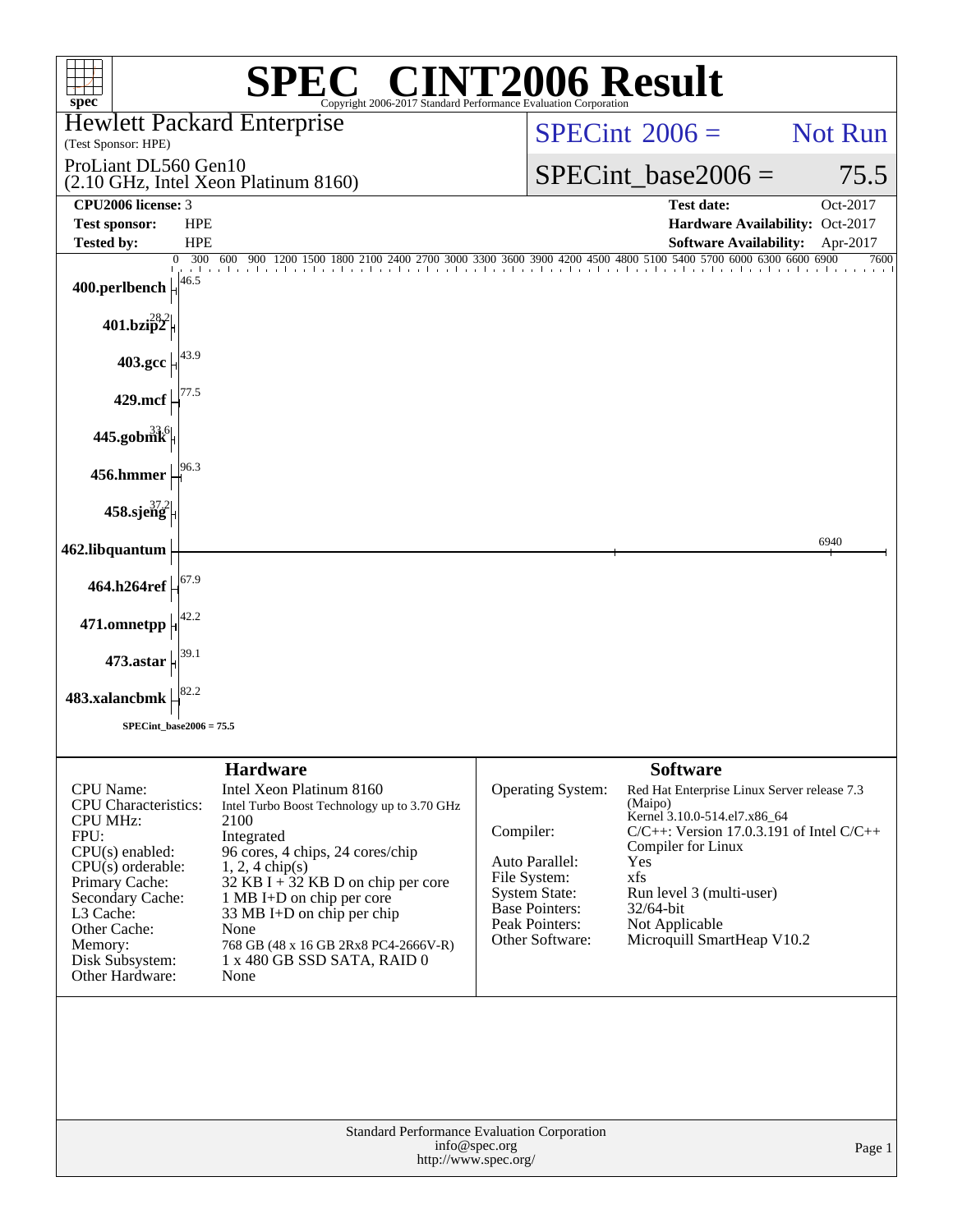# SPEC® CINT2006 Result

Copyright 2006-2017 Standard Performance Evaluation Corporation

**Hewlett Packard Enterprise**
(Test Sponsor: HPE)

ProLiant DL560 Gen10
(2.10 GHz, Intel Xeon Platinum 8160)

SPECint 2006 = Not Run

SPECint_base2006 = 75.5

| | | | |
|---|---|---|---|
| **CPU2006 license:** | 3 | **Test date:** | Oct-2017 |
| **Test sponsor:** | HPE | **Hardware Availability:** | Oct-2017 |
| **Tested by:** | HPE | **Software Availability:** | Apr-2017 |

| Benchmark | Base Ratio |
|---|---|
| 400.perlbench | 46.5 |
| 401.bzip2 | 28.2 |
| 403.gcc | 43.9 |
| 429.mcf | 77.5 |
| 445.gobmk | 33.6 |
| 456.hmmer | 96.3 |
| 458.sjeng | 37.2 |
| 462.libquantum | 6940 |
| 464.h264ref | 67.9 |
| 471.omnetpp | 42.2 |
| 473.astar | 39.1 |
| 483.xalancbmk | 82.2 |

SPECint_base2006 = 75.5

## Hardware

| | |
|---|---|
| CPU Name: | Intel Xeon Platinum 8160 |
| CPU Characteristics: | Intel Turbo Boost Technology up to 3.70 GHz |
| CPU MHz: | 2100 |
| FPU: | Integrated |
| CPU(s) enabled: | 96 cores, 4 chips, 24 cores/chip |
| CPU(s) orderable: | 1, 2, 4 chip(s) |
| Primary Cache: | 32 KB I + 32 KB D on chip per core |
| Secondary Cache: | 1 MB I+D on chip per core |
| L3 Cache: | 33 MB I+D on chip per chip |
| Other Cache: | None |
| Memory: | 768 GB (48 x 16 GB 2Rx8 PC4-2666V-R) |
| Disk Subsystem: | 1 x 480 GB SSD SATA, RAID 0 |
| Other Hardware: | None |

## Software

| | |
|---|---|
| Operating System: | Red Hat Enterprise Linux Server release 7.3 (Maipo) Kernel 3.10.0-514.el7.x86_64 |
| Compiler: | C/C++: Version 17.0.3.191 of Intel C/C++ Compiler for Linux |
| Auto Parallel: | Yes |
| File System: | xfs |
| System State: | Run level 3 (multi-user) |
| Base Pointers: | 32/64-bit |
| Peak Pointers: | Not Applicable |
| Other Software: | Microquill SmartHeap V10.2 |

Standard Performance Evaluation Corporation
info@spec.org
http://www.spec.org/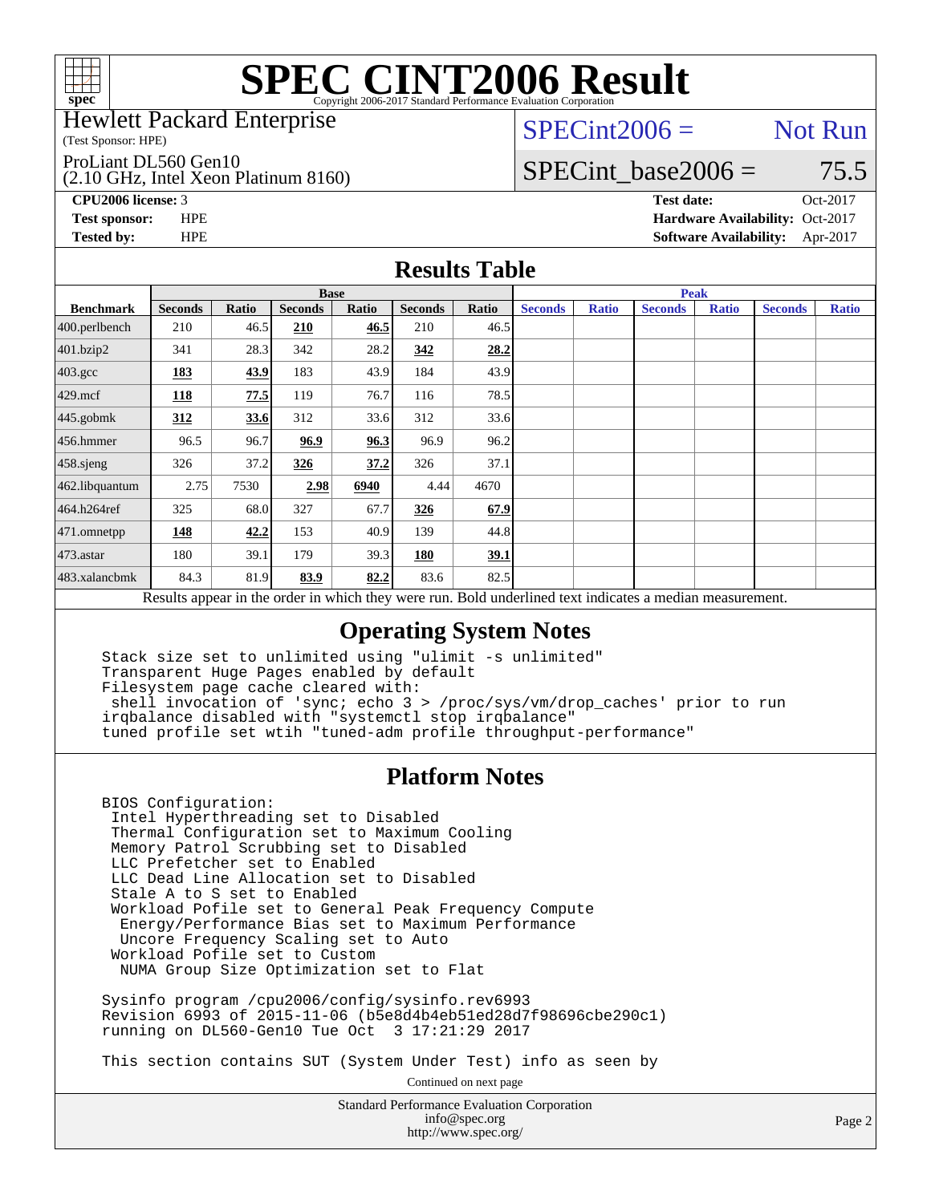# SPEC CINT2006 Result

Copyright 2006-2017 Standard Performance Evaluation Corporation

Hewlett Packard Enterprise
(Test Sponsor: HPE)

ProLiant DL560 Gen10
(2.10 GHz, Intel Xeon Platinum 8160)

SPECint2006 = Not Run

SPECint_base2006 = 75.5

**CPU2006 license:** 3
**Test sponsor:** HPE
**Tested by:** HPE

**Test date:** Oct-2017
**Hardware Availability:** Oct-2017
**Software Availability:** Apr-2017

## Results Table

| Benchmark | Base | | | | | | Peak | | | | | |
|---|---|---|---|---|---|---|---|---|---|---|---|---|
| | Seconds | Ratio | Seconds | Ratio | Seconds | Ratio | Seconds | Ratio | Seconds | Ratio | Seconds | Ratio |
| 400.perlbench | 210 | 46.5 | **210** | **46.5** | 210 | 46.5 | | | | | | |
| 401.bzip2 | 341 | 28.3 | 342 | 28.2 | **342** | **28.2** | | | | | | |
| 403.gcc | **183** | **43.9** | 183 | 43.9 | 184 | 43.9 | | | | | | |
| 429.mcf | **118** | **77.5** | 119 | 76.7 | 116 | 78.5 | | | | | | |
| 445.gobmk | **312** | **33.6** | 312 | 33.6 | 312 | 33.6 | | | | | | |
| 456.hmmer | 96.5 | 96.7 | **96.9** | **96.3** | 96.9 | 96.2 | | | | | | |
| 458.sjeng | 326 | 37.2 | **326** | **37.2** | 326 | 37.1 | | | | | | |
| 462.libquantum | 2.75 | 7530 | **2.98** | **6940** | 4.44 | 4670 | | | | | | |
| 464.h264ref | 325 | 68.0 | 327 | 67.7 | **326** | **67.9** | | | | | | |
| 471.omnetpp | **148** | **42.2** | 153 | 40.9 | 139 | 44.8 | | | | | | |
| 473.astar | 180 | 39.1 | 179 | 39.3 | **180** | **39.1** | | | | | | |
| 483.xalancbmk | 84.3 | 81.9 | **83.9** | **82.2** | 83.6 | 82.5 | | | | | | |

Results appear in the order in which they were run. Bold underlined text indicates a median measurement.

## Operating System Notes

```
Stack size set to unlimited using "ulimit -s unlimited"
Transparent Huge Pages enabled by default
Filesystem page cache cleared with:
 shell invocation of 'sync; echo 3 > /proc/sys/vm/drop_caches' prior to run
irqbalance disabled with "systemctl stop irqbalance"
tuned profile set wtih "tuned-adm profile throughput-performance"
```

## Platform Notes

```
BIOS Configuration:
 Intel Hyperthreading set to Disabled
 Thermal Configuration set to Maximum Cooling
 Memory Patrol Scrubbing set to Disabled
 LLC Prefetcher set to Enabled
 LLC Dead Line Allocation set to Disabled
 Stale A to S set to Enabled
 Workload Pofile set to General Peak Frequency Compute
  Energy/Performance Bias set to Maximum Performance
  Uncore Frequency Scaling set to Auto
 Workload Pofile set to Custom
  NUMA Group Size Optimization set to Flat

Sysinfo program /cpu2006/config/sysinfo.rev6993
Revision 6993 of 2015-11-06 (b5e8d4b4eb51ed28d7f98696cbe290c1)
running on DL560-Gen10 Tue Oct  3 17:21:29 2017

This section contains SUT (System Under Test) info as seen by
```

Continued on next page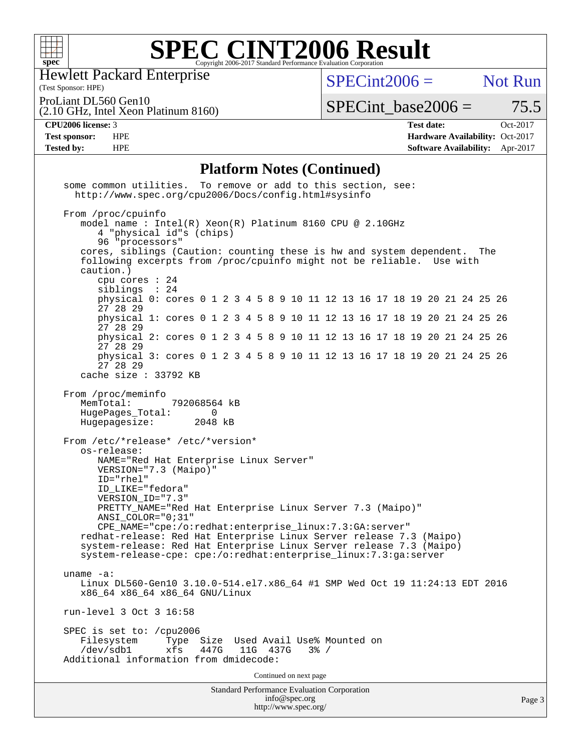## Platform Notes (Continued)

```
some common utilities.  To remove or add to this section, see:
  http://www.spec.org/cpu2006/Docs/config.html#sysinfo

From /proc/cpuinfo
   model name : Intel(R) Xeon(R) Platinum 8160 CPU @ 2.10GHz
      4 "physical id"s (chips)
      96 "processors"
   cores, siblings (Caution: counting these is hw and system dependent.  The
   following excerpts from /proc/cpuinfo might not be reliable.  Use with
   caution.)
      cpu cores : 24
      siblings  : 24
      physical 0: cores 0 1 2 3 4 5 8 9 10 11 12 13 16 17 18 19 20 21 24 25 26
      27 28 29
      physical 1: cores 0 1 2 3 4 5 8 9 10 11 12 13 16 17 18 19 20 21 24 25 26
      27 28 29
      physical 2: cores 0 1 2 3 4 5 8 9 10 11 12 13 16 17 18 19 20 21 24 25 26
      27 28 29
      physical 3: cores 0 1 2 3 4 5 8 9 10 11 12 13 16 17 18 19 20 21 24 25 26
      27 28 29
   cache size : 33792 KB

From /proc/meminfo
   MemTotal:       792068564 kB
   HugePages_Total:       0
   Hugepagesize:       2048 kB

From /etc/*release* /etc/*version*
   os-release:
      NAME="Red Hat Enterprise Linux Server"
      VERSION="7.3 (Maipo)"
      ID="rhel"
      ID_LIKE="fedora"
      VERSION_ID="7.3"
      PRETTY_NAME="Red Hat Enterprise Linux Server 7.3 (Maipo)"
      ANSI_COLOR="0;31"
      CPE_NAME="cpe:/o:redhat:enterprise_linux:7.3:GA:server"
   redhat-release: Red Hat Enterprise Linux Server release 7.3 (Maipo)
   system-release: Red Hat Enterprise Linux Server release 7.3 (Maipo)
   system-release-cpe: cpe:/o:redhat:enterprise_linux:7.3:ga:server

uname -a:
   Linux DL560-Gen10 3.10.0-514.el7.x86_64 #1 SMP Wed Oct 19 11:24:13 EDT 2016
   x86_64 x86_64 x86_64 GNU/Linux

run-level 3 Oct 3 16:58

SPEC is set to: /cpu2006
   Filesystem     Type  Size  Used Avail Use% Mounted on
   /dev/sdb1      xfs   447G   11G  437G   3% /
Additional information from dmidecode:
```

Continued on next page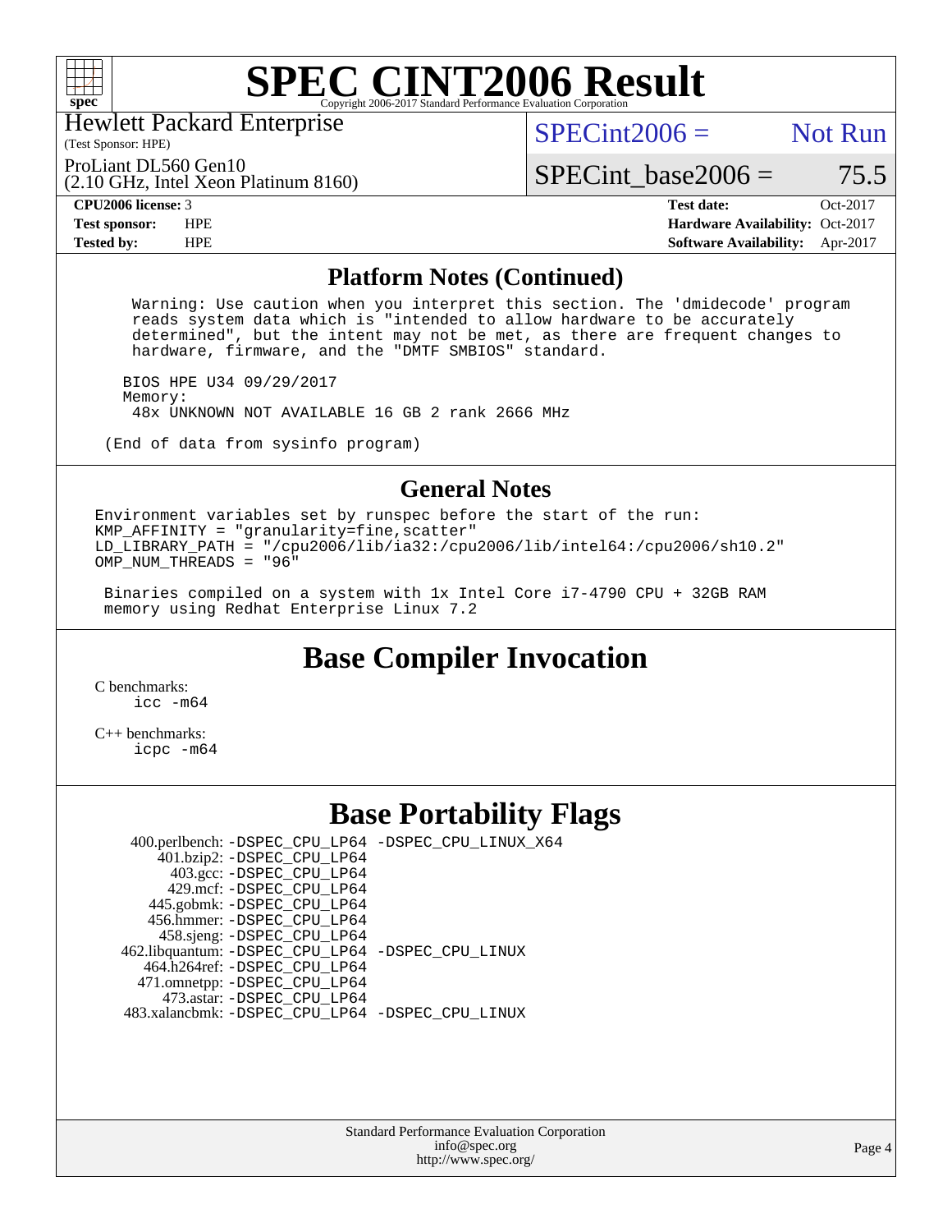# SPEC CINT2006 Result

Hewlett Packard Enterprise
(Test Sponsor: HPE)

ProLiant DL560 Gen10
(2.10 GHz, Intel Xeon Platinum 8160)

SPECint2006 = Not Run

SPECint_base2006 = 75.5

| | | | |
|---|---|---|---|
| **CPU2006 license:** | 3 | **Test date:** | Oct-2017 |
| **Test sponsor:** | HPE | **Hardware Availability:** | Oct-2017 |
| **Tested by:** | HPE | **Software Availability:** | Apr-2017 |

## Platform Notes (Continued)

```
    Warning: Use caution when you interpret this section. The 'dmidecode' program
    reads system data which is "intended to allow hardware to be accurately
    determined", but the intent may not be met, as there are frequent changes to
    hardware, firmware, and the "DMTF SMBIOS" standard.

   BIOS HPE U34 09/29/2017
   Memory:
    48x UNKNOWN NOT AVAILABLE 16 GB 2 rank 2666 MHz

 (End of data from sysinfo program)
```

## General Notes

```
Environment variables set by runspec before the start of the run:
KMP_AFFINITY = "granularity=fine,scatter"
LD_LIBRARY_PATH = "/cpu2006/lib/ia32:/cpu2006/lib/intel64:/cpu2006/sh10.2"
OMP_NUM_THREADS = "96"

 Binaries compiled on a system with 1x Intel Core i7-4790 CPU + 32GB RAM
 memory using Redhat Enterprise Linux 7.2
```

## Base Compiler Invocation

C benchmarks:
    icc -m64

C++ benchmarks:
    icpc -m64

## Base Portability Flags

| | |
|---|---|
| 400.perlbench: | -DSPEC_CPU_LP64 -DSPEC_CPU_LINUX_X64 |
| 401.bzip2: | -DSPEC_CPU_LP64 |
| 403.gcc: | -DSPEC_CPU_LP64 |
| 429.mcf: | -DSPEC_CPU_LP64 |
| 445.gobmk: | -DSPEC_CPU_LP64 |
| 456.hmmer: | -DSPEC_CPU_LP64 |
| 458.sjeng: | -DSPEC_CPU_LP64 |
| 462.libquantum: | -DSPEC_CPU_LP64 -DSPEC_CPU_LINUX |
| 464.h264ref: | -DSPEC_CPU_LP64 |
| 471.omnetpp: | -DSPEC_CPU_LP64 |
| 473.astar: | -DSPEC_CPU_LP64 |
| 483.xalancbmk: | -DSPEC_CPU_LP64 -DSPEC_CPU_LINUX |

Standard Performance Evaluation Corporation
info@spec.org
http://www.spec.org/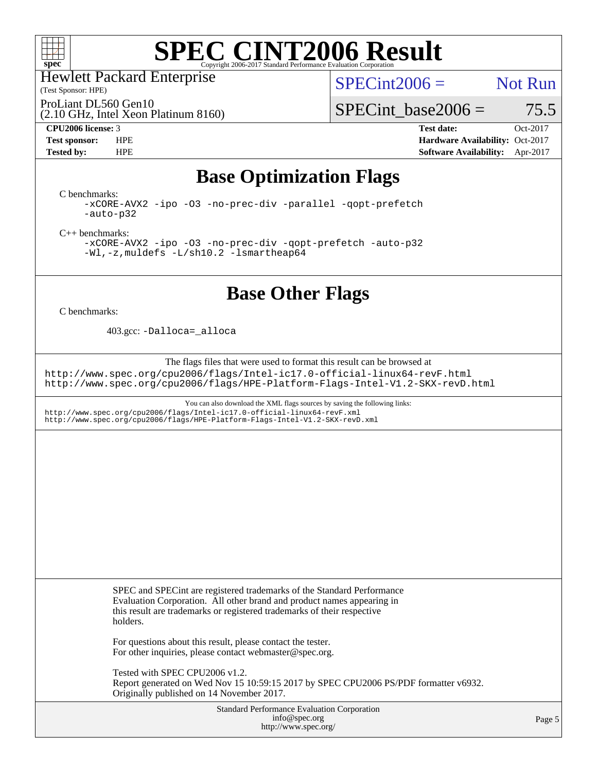## Base Optimization Flags

C benchmarks:

```
-xCORE-AVX2 -ipo -O3 -no-prec-div -parallel -qopt-prefetch
-auto-p32
```

C++ benchmarks:

```
-xCORE-AVX2 -ipo -O3 -no-prec-div -qopt-prefetch -auto-p32
-Wl,-z,muldefs -L/sh10.2 -lsmartheap64
```

## Base Other Flags

C benchmarks:

403.gcc: `-Dalloca=_alloca`

The flags files that were used to format this result can be browsed at
http://www.spec.org/cpu2006/flags/Intel-ic17.0-official-linux64-revF.html
http://www.spec.org/cpu2006/flags/HPE-Platform-Flags-Intel-V1.2-SKX-revD.html

You can also download the XML flags sources by saving the following links:
http://www.spec.org/cpu2006/flags/Intel-ic17.0-official-linux64-revF.xml
http://www.spec.org/cpu2006/flags/HPE-Platform-Flags-Intel-V1.2-SKX-revD.xml

SPEC and SPECint are registered trademarks of the Standard Performance Evaluation Corporation. All other brand and product names appearing in this result are trademarks or registered trademarks of their respective holders.

For questions about this result, please contact the tester.
For other inquiries, please contact webmaster@spec.org.

Tested with SPEC CPU2006 v1.2.
Report generated on Wed Nov 15 10:59:15 2017 by SPEC CPU2006 PS/PDF formatter v6932.
Originally published on 14 November 2017.